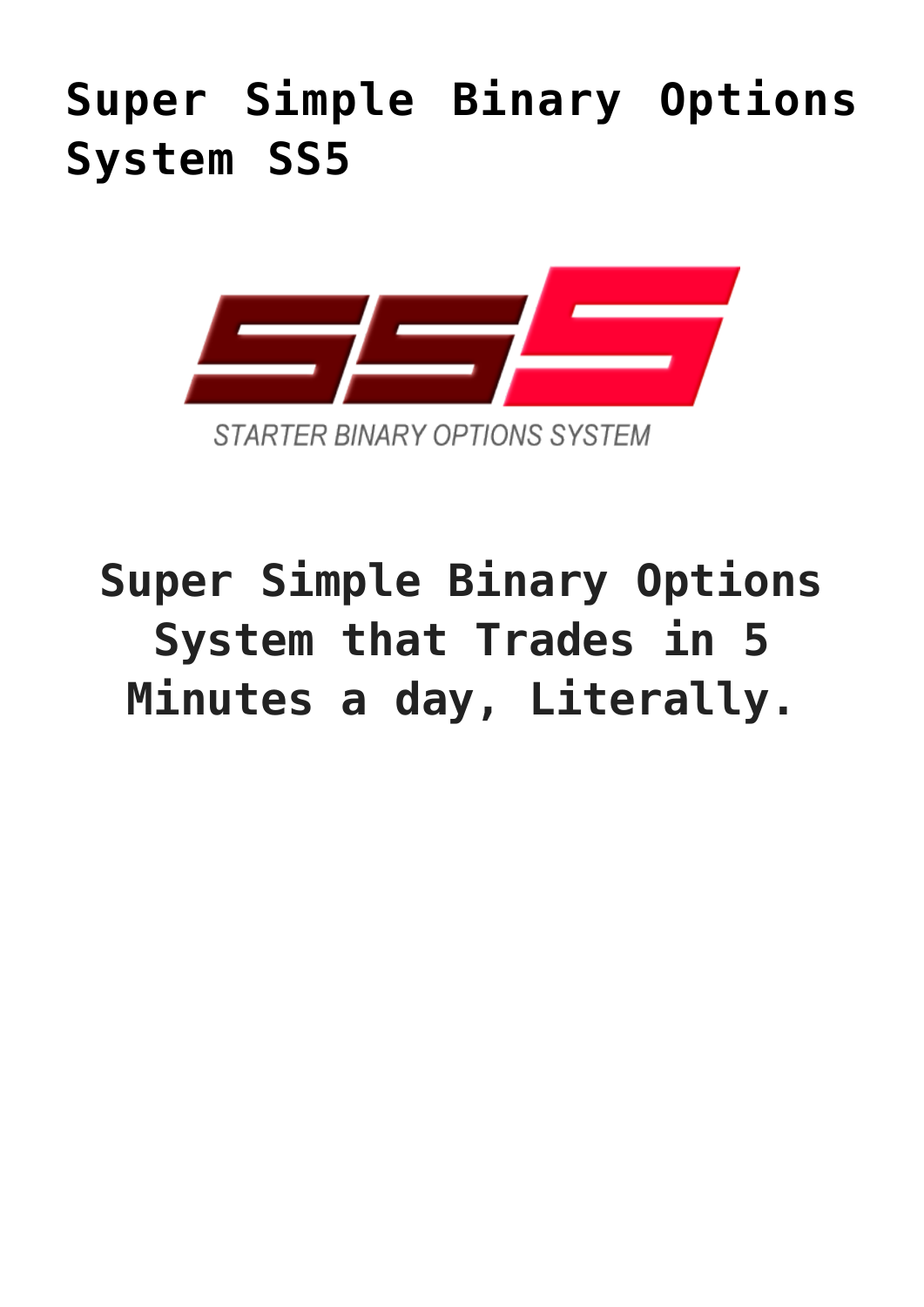# Super Simple Binary Options System SS5

STARTER BINARY OPTIONS SYSTEM

## Super Simple Binary Options System that Trades in 5 Minutes a day, Literally.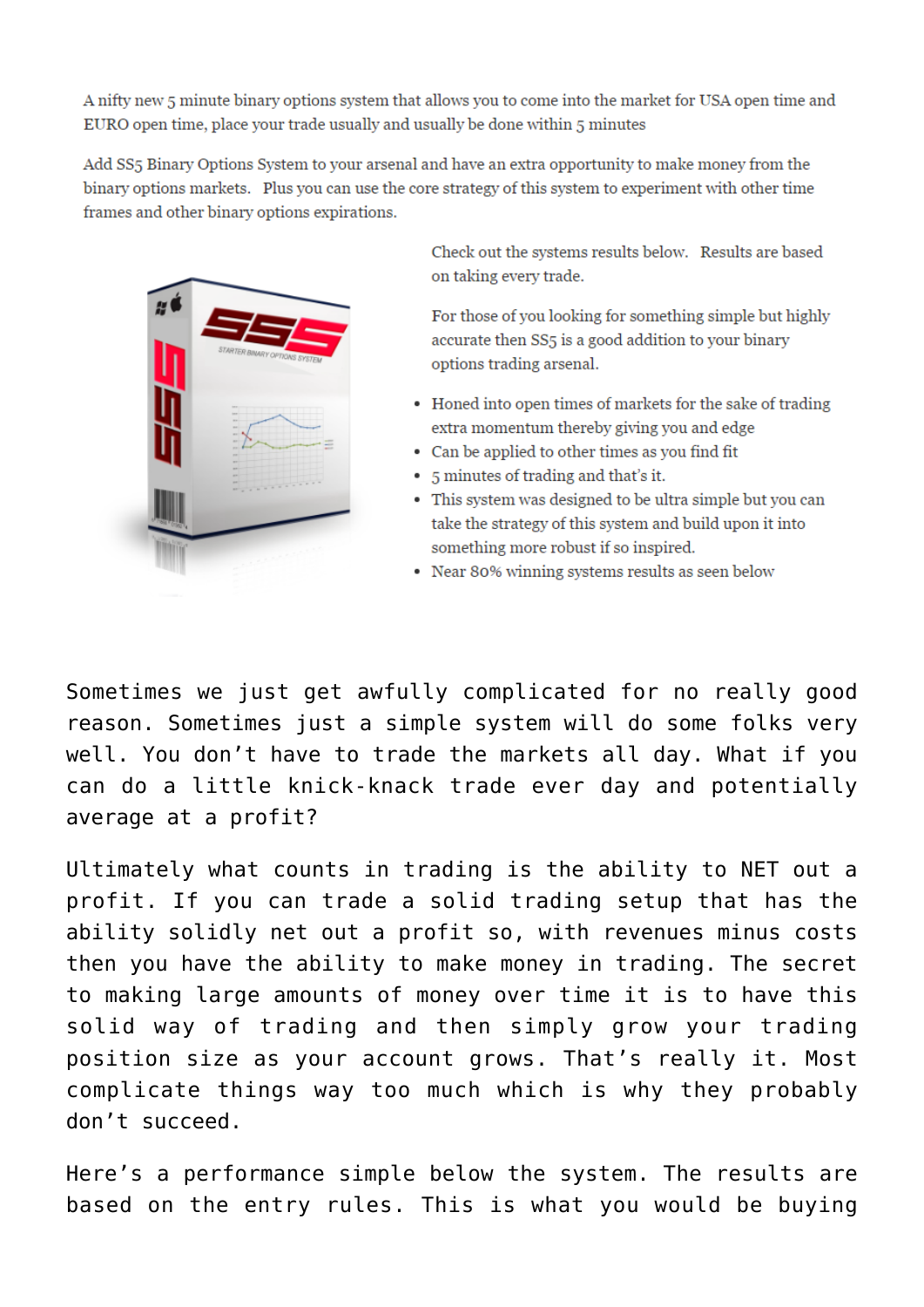A nifty new 5 minute binary options system that allows you to come into the market for USA open time and EURO open time, place your trade usually and usually be done within 5 minutes

Add SS5 Binary Options System to your arsenal and have an extra opportunity to make money from the binary options markets. Plus you can use the core strategy of this system to experiment with other time frames and other binary options expirations.

Check out the systems results below. Results are based on taking every trade.

For those of you looking for something simple but highly accurate then SS5 is a good addition to your binary options trading arsenal.

- Honed into open times of markets for the sake of trading extra momentum thereby giving you and edge
- Can be applied to other times as you find fit
- 5 minutes of trading and that's it.
- This system was designed to be ultra simple but you can take the strategy of this system and build upon it into something more robust if so inspired.
- Near 80% winning systems results as seen below

Sometimes we just get awfully complicated for no really good reason. Sometimes just a simple system will do some folks very well. You don't have to trade the markets all day. What if you can do a little knick-knack trade ever day and potentially average at a profit?

Ultimately what counts in trading is the ability to NET out a profit. If you can trade a solid trading setup that has the ability solidly net out a profit so, with revenues minus costs then you have the ability to make money in trading. The secret to making large amounts of money over time it is to have this solid way of trading and then simply grow your trading position size as your account grows. That's really it. Most complicate things way too much which is why they probably don't succeed.

Here's a performance simple below the system. The results are based on the entry rules. This is what you would be buying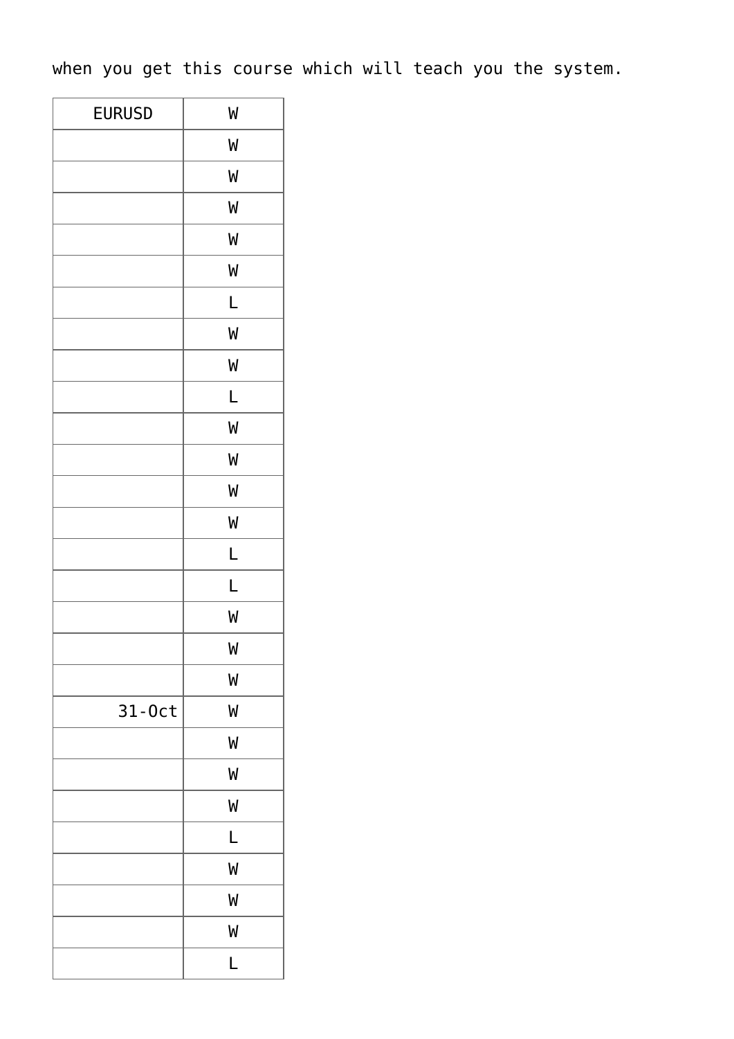when you get this course which will teach you the system.

| EURUSD | W |
|---|---|
| | W |
| | W |
| | W |
| | W |
| | W |
| | L |
| | W |
| | W |
| | L |
| | W |
| | W |
| | W |
| | W |
| | L |
| | L |
| | W |
| | W |
| | W |
| 31-Oct | W |
| | W |
| | W |
| | W |
| | L |
| | W |
| | W |
| | W |
| | L |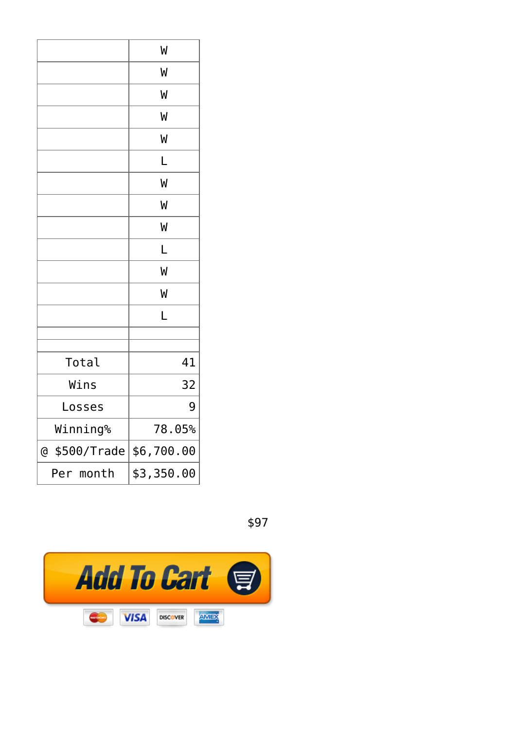| | |
|---|---|
| | W |
| | W |
| | W |
| | W |
| | W |
| | L |
| | W |
| | W |
| | W |
| | L |
| | W |
| | W |
| | L |
| | |
| | |
| Total | 41 |
| Wins | 32 |
| Losses | 9 |
| Winning% | 78.05% |
| @ $500/Trade | $6,700.00 |
| Per month | $3,350.00 |

$97

Add To Cart